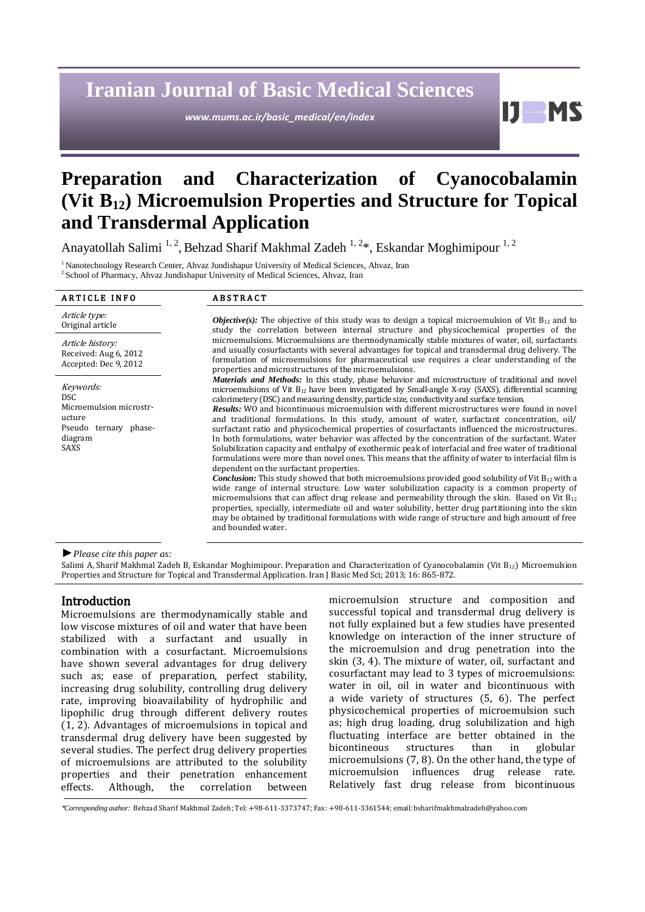# Iranian Journal of Basic Medical Sciences

*www.mums.ac.ir/basic_medical/en/index*

# Preparation and Characterization of Cyanocobalamin (Vit $B_{12}$) Microemulsion Properties and Structure for Topical and Transdermal Application

Anayatollah Salimi [1, 2], Behzad Sharif Makhmal Zadeh [1, 2]*, Eskandar Moghimipour [1, 2]

[1] Nanotechnology Research Center, Ahvaz Jundishapur University of Medical Sciences, Ahvaz, Iran

[2] School of Pharmacy, Ahvaz Jundishapur University of Medical Sciences, Ahvaz, Iran

**ARTICLE INFO**

*Article type:*
Original article

*Article history:*
Received: Aug 6, 2012
Accepted: Dec 9, 2012

*Keywords:*
DSC
Microemulsion microstructure
Pseudo ternary phase-diagram
SAXS

**ABSTRACT**

***Objective(s):*** The objective of this study was to design a topical microemulsion of Vit $B_{12}$ and to study the correlation between internal structure and physicochemical properties of the microemulsions. Microemulsions are thermodynamically stable mixtures of water, oil, surfactants and usually cosurfactants with several advantages for topical and transdermal drug delivery. The formulation of microemulsions for pharmaceutical use requires a clear understanding of the properties and microstructures of the microemulsions.

***Materials and Methods:*** In this study, phase behavior and microstructure of traditional and novel microemulsions of Vit $B_{12}$ have been investigated by Small-angle X-ray (SAXS), differential scanning calorimetery (DSC) and measuring density, particle size, conductivity and surface tension.

***Results:*** WO and bicontinuous microemulsion with different microstructures were found in novel and traditional formulations. In this study, amount of water, surfactant concentration, oil/surfactant ratio and physicochemical properties of cosurfactants influenced the microstructures. In both formulations, water behavior was affected by the concentration of the surfactant. Water Solubilization capacity and enthalpy of exothermic peak of interfacial and free water of traditional formulations were more than novel ones. This means that the affinity of water to interfacial film is dependent on the surfactant properties.

***Conclusion:*** This study showed that both microemulsions provided good solubility of Vit $B_{12}$ with a wide range of internal structure. Low water solubilization capacity is a common property of microemulsions that can affect drug release and permeability through the skin. Based on Vit $B_{12}$ properties, specially, intermediate oil and water solubility, better drug partitioning into the skin may be obtained by traditional formulations with wide range of structure and high amount of free and bounded water.

►*Please cite this paper as:*

Salimi A, Sharif Makhmal Zadeh B, Eskandar Moghimipour. Preparation and Characterization of Cyanocobalamin (Vit $B_{12}$) Microemulsion Properties and Structure for Topical and Transdermal Application. Iran J Basic Med Sci; 2013; 16: 865-872.

## Introduction

Microemulsions are thermodynamically stable and low viscose mixtures of oil and water that have been stabilized with a surfactant and usually in combination with a cosurfactant. Microemulsions have shown several advantages for drug delivery such as; ease of preparation, perfect stability, increasing drug solubility, controlling drug delivery rate, improving bioavailability of hydrophilic and lipophilic drug through different delivery routes (1, 2). Advantages of microemulsions in topical and transdermal drug delivery have been suggested by several studies. The perfect drug delivery properties of microemulsions are attributed to the solubility properties and their penetration enhancement effects. Although, the correlation between microemulsion structure and composition and successful topical and transdermal drug delivery is not fully explained but a few studies have presented knowledge on interaction of the inner structure of the microemulsion and drug penetration into the skin (3, 4). The mixture of water, oil, surfactant and cosurfactant may lead to 3 types of microemulsions: water in oil, oil in water and bicontinuous with a wide variety of structures (5, 6). The perfect physicochemical properties of microemulsion such as; high drug loading, drug solubilization and high fluctuating interface are better obtained in the bicontineous structures than in globular microemulsions (7, 8). On the other hand, the type of microemulsion influences drug release rate. Relatively fast drug release from bicontinuous

*\*Corresponding author:* Behzad Sharif Makhmal Zadeh; Tel: +98-611-3373747; Fax: +98-611-3361544; email: bsharifmakhmalzadeh@yahoo.com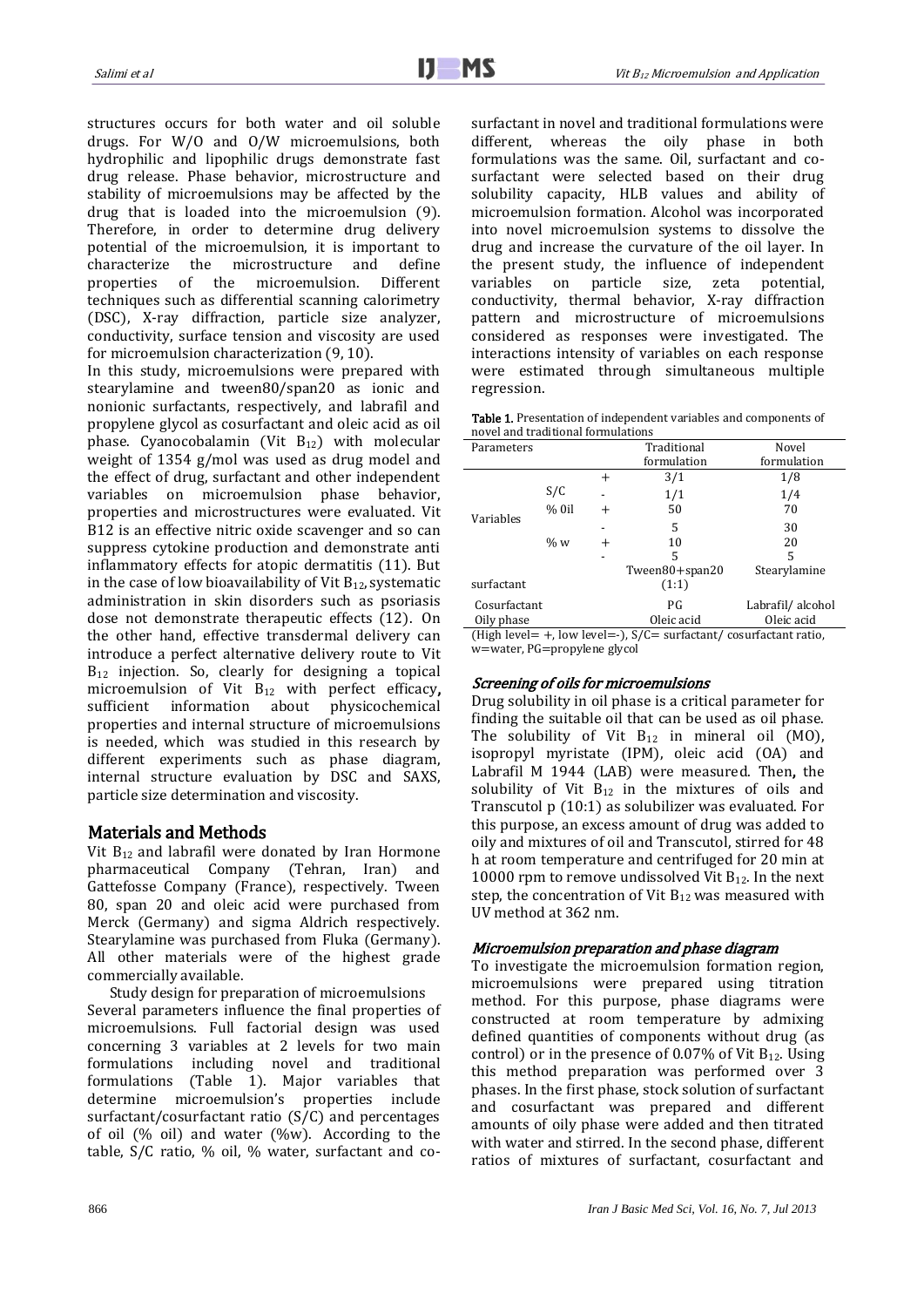structures occurs for both water and oil soluble drugs. For W/O and O/W microemulsions, both hydrophilic and lipophilic drugs demonstrate fast drug release. Phase behavior, microstructure and stability of microemulsions may be affected by the drug that is loaded into the microemulsion (9). Therefore, in order to determine drug delivery potential of the microemulsion, it is important to characterize the microstructure and define properties of the microemulsion. Different techniques such as differential scanning calorimetry (DSC), X-ray diffraction, particle size analyzer, conductivity, surface tension and viscosity are used for microemulsion characterization (9, 10).

In this study, microemulsions were prepared with stearylamine and tween80/span20 as ionic and nonionic surfactants, respectively, and labrafil and propylene glycol as cosurfactant and oleic acid as oil phase. Cyanocobalamin (Vit $B_{12}$) with molecular weight of 1354 g/mol was used as drug model and the effect of drug, surfactant and other independent variables on microemulsion phase behavior, properties and microstructures were evaluated. Vit B12 is an effective nitric oxide scavenger and so can suppress cytokine production and demonstrate anti inflammatory effects for atopic dermatitis (11). But in the case of low bioavailability of Vit $B_{12}$, systematic administration in skin disorders such as psoriasis dose not demonstrate therapeutic effects (12). On the other hand, effective transdermal delivery can introduce a perfect alternative delivery route to Vit $B_{12}$ injection. So, clearly for designing a topical microemulsion of Vit $B_{12}$ with perfect efficacy**,** sufficient information about physicochemical properties and internal structure of microemulsions is needed, which was studied in this research by different experiments such as phase diagram, internal structure evaluation by DSC and SAXS, particle size determination and viscosity.

## Materials and Methods

Vit $B_{12}$ and labrafil were donated by Iran Hormone pharmaceutical Company (Tehran, Iran) and Gattefosse Company (France), respectively. Tween 80, span 20 and oleic acid were purchased from Merck (Germany) and sigma Aldrich respectively. Stearylamine was purchased from Fluka (Germany). All other materials were of the highest grade commercially available.

Study design for preparation of microemulsions

Several parameters influence the final properties of microemulsions. Full factorial design was used concerning 3 variables at 2 levels for two main formulations including novel and traditional formulations (Table 1). Major variables that determine microemulsion's properties include surfactant/cosurfactant ratio (S/C) and percentages of oil (% oil) and water (%w). According to the table, S/C ratio, % oil, % water, surfactant and co-surfactant in novel and traditional formulations were different, whereas the oily phase in both formulations was the same. Oil, surfactant and co-surfactant were selected based on their drug solubility capacity, HLB values and ability of microemulsion formation. Alcohol was incorporated into novel microemulsion systems to dissolve the drug and increase the curvature of the oil layer. In the present study, the influence of independent variables on particle size, zeta potential, conductivity, thermal behavior, X-ray diffraction pattern and microstructure of microemulsions considered as responses were investigated. The interactions intensity of variables on each response were estimated through simultaneous multiple regression.

**Table 1.** Presentation of independent variables and components of novel and traditional formulations

| Parameters | | | Traditional formulation | Novel formulation |
|---|---|---|---|---|
| Variables | S/C | + | 3/1 | 1/8 |
| | | - | 1/1 | 1/4 |
| | % Oil | + | 50 | 70 |
| | | - | 5 | 30 |
| | % w | + | 10 | 20 |
| | | - | 5 | 5 |
| surfactant | | | Tween80+span20 (1:1) | Stearylamine |
| Cosurfactant | | | PG | Labrafil/ alcohol |
| Oily phase | | | Oleic acid | Oleic acid |

(High level= +, low level=-), S/C= surfactant/ cosurfactant ratio, w=water, PG=propylene glycol

### *Screening of oils for microemulsions*

Drug solubility in oil phase is a critical parameter for finding the suitable oil that can be used as oil phase. The solubility of Vit $B_{12}$ in mineral oil (MO), isopropyl myristate (IPM), oleic acid (OA) and Labrafil M 1944 (LAB) were measured. Then**,** the solubility of Vit $B_{12}$ in the mixtures of oils and Transcutol p (10:1) as solubilizer was evaluated. For this purpose, an excess amount of drug was added to oily and mixtures of oil and Transcutol, stirred for 48 h at room temperature and centrifuged for 20 min at 10000 rpm to remove undissolved Vit $B_{12}$. In the next step, the concentration of Vit $B_{12}$ was measured with UV method at 362 nm.

### *Microemulsion preparation and phase diagram*

To investigate the microemulsion formation region, microemulsions were prepared using titration method. For this purpose, phase diagrams were constructed at room temperature by admixing defined quantities of components without drug (as control) or in the presence of 0.07% of Vit $B_{12}$. Using this method preparation was performed over 3 phases. In the first phase, stock solution of surfactant and cosurfactant was prepared and different amounts of oily phase were added and then titrated with water and stirred. In the second phase, different ratios of mixtures of surfactant, cosurfactant and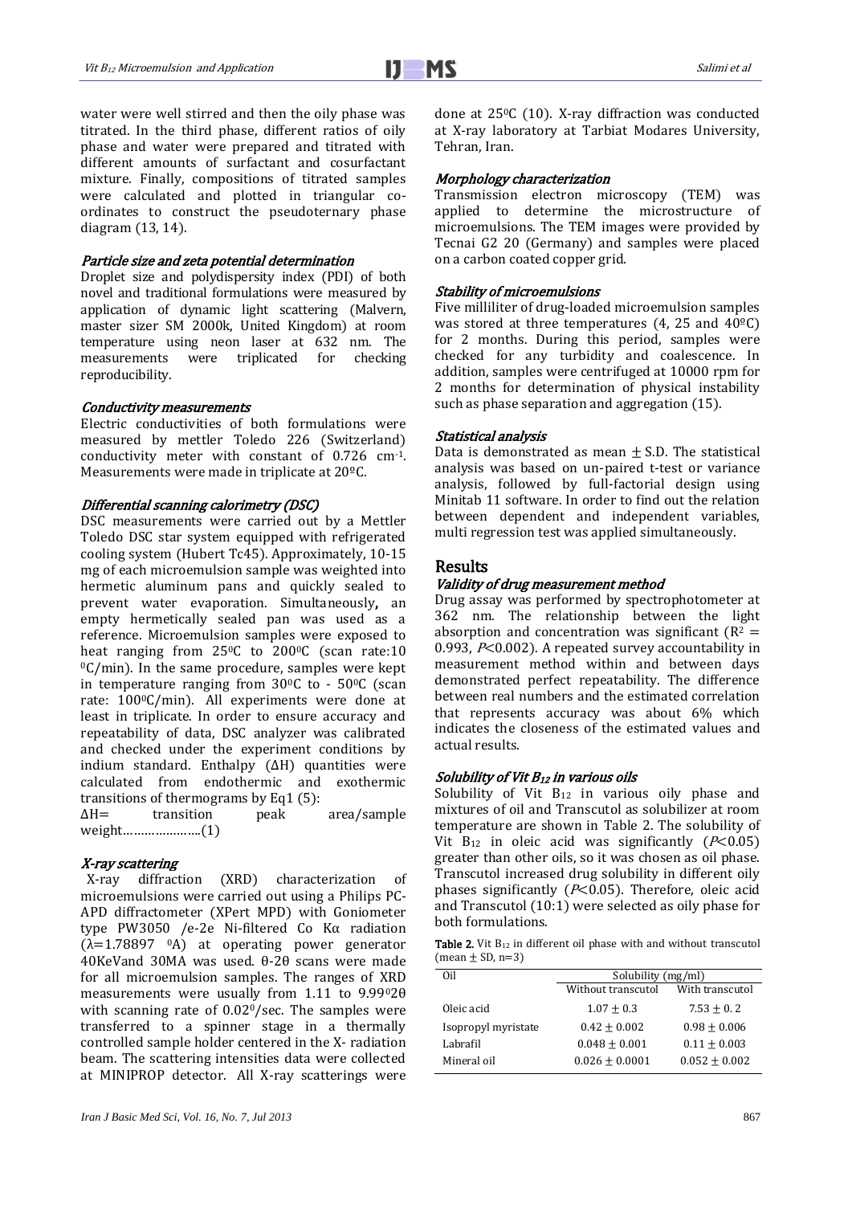water were well stirred and then the oily phase was titrated. In the third phase, different ratios of oily phase and water were prepared and titrated with different amounts of surfactant and cosurfactant mixture. Finally, compositions of titrated samples were calculated and plotted in triangular co-ordinates to construct the pseudoternary phase diagram (13, 14).

### *Particle size and zeta potential determination*

Droplet size and polydispersity index (PDI) of both novel and traditional formulations were measured by application of dynamic light scattering (Malvern, master sizer SM 2000k, United Kingdom) at room temperature using neon laser at 632 nm. The measurements were triplicated for checking reproducibility.

### *Conductivity measurements*

Electric conductivities of both formulations were measured by mettler Toledo 226 (Switzerland) conductivity meter with constant of 0.726 $cm^{-1}$. Measurements were made in triplicate at 20ºC.

### *Differential scanning calorimetry (DSC)*

DSC measurements were carried out by a Mettler Toledo DSC star system equipped with refrigerated cooling system (Hubert Tc45). Approximately, 10-15 mg of each microemulsion sample was weighted into hermetic aluminum pans and quickly sealed to prevent water evaporation. Simultaneously**,** an empty hermetically sealed pan was used as a reference. Microemulsion samples were exposed to heat ranging from $25^0$C to $200^0$C (scan rate:10 $^0$C/min). In the same procedure, samples were kept in temperature ranging from $30^0$C to - $50^0$C (scan rate: $100^0$C/min). All experiments were done at least in triplicate. In order to ensure accuracy and repeatability of data, DSC analyzer was calibrated and checked under the experiment conditions by indium standard. Enthalpy (ΔH) quantities were calculated from endothermic and exothermic transitions of thermograms by Eq1 (5):

ΔH= transition peak area/sample weight…………………(1)

### *X-ray scattering*

X-ray diffraction (XRD) characterization of microemulsions were carried out using a Philips PC-APD diffractometer (XPert MPD) with Goniometer type PW3050 /e-2e Ni-filtered Co Kα radiation (λ=1.78897 $^0$A) at operating power generator 40KeVand 30MA was used. θ-2θ scans were made for all microemulsion samples. The ranges of XRD measurements were usually from 1.11 to 9.99$^0$2θ with scanning rate of 0.02$^0$/sec. The samples were transferred to a spinner stage in a thermally controlled sample holder centered in the X- radiation beam. The scattering intensities data were collected at MINIPROP detector. All X-ray scatterings were done at 25$^0$C (10). X-ray diffraction was conducted at X-ray laboratory at Tarbiat Modares University, Tehran, Iran.

### *Morphology characterization*

Transmission electron microscopy (TEM) was applied to determine the microstructure of microemulsions. The TEM images were provided by Tecnai G2 20 (Germany) and samples were placed on a carbon coated copper grid.

### *Stability of microemulsions*

Five milliliter of drug-loaded microemulsion samples was stored at three temperatures (4, 25 and 40ºC) for 2 months. During this period, samples were checked for any turbidity and coalescence. In addition, samples were centrifuged at 10000 rpm for 2 months for determination of physical instability such as phase separation and aggregation (15).

### *Statistical analysis*

Data is demonstrated as mean ± S.D. The statistical analysis was based on un-paired t-test or variance analysis, followed by full-factorial design using Minitab 11 software. In order to find out the relation between dependent and independent variables, multi regression test was applied simultaneously.

## Results

### *Validity of drug measurement method*

Drug assay was performed by spectrophotometer at 362 nm. The relationship between the light absorption and concentration was significant ($R^2$ = 0.993, $P$<0.002). A repeated survey accountability in measurement method within and between days demonstrated perfect repeatability. The difference between real numbers and the estimated correlation that represents accuracy was about 6% which indicates the closeness of the estimated values and actual results.

### *Solubility of Vit $B_{12}$ in various oils*

Solubility of Vit $B_{12}$ in various oily phase and mixtures of oil and Transcutol as solubilizer at room temperature are shown in Table 2. The solubility of Vit $B_{12}$ in oleic acid was significantly ($P$<0.05) greater than other oils, so it was chosen as oil phase. Transcutol increased drug solubility in different oily phases significantly ($P$<0.05). Therefore, oleic acid and Transcutol (10:1) were selected as oily phase for both formulations.

**Table 2.** Vit $B_{12}$ in different oil phase with and without transcutol (mean ± SD, n=3)

| Oil | Solubility (mg/ml) | |
|---|---|---|
| | Without transcutol | With transcutol |
| Oleic acid | 1.07 ± 0.3 | 7.53 ± 0. 2 |
| Isopropyl myristate | 0.42 ± 0.002 | 0.98 ± 0.006 |
| Labrafil | 0.048 ± 0.001 | 0.11 ± 0.003 |
| Mineral oil | 0.026 ± 0.0001 | 0.052 ± 0.002 |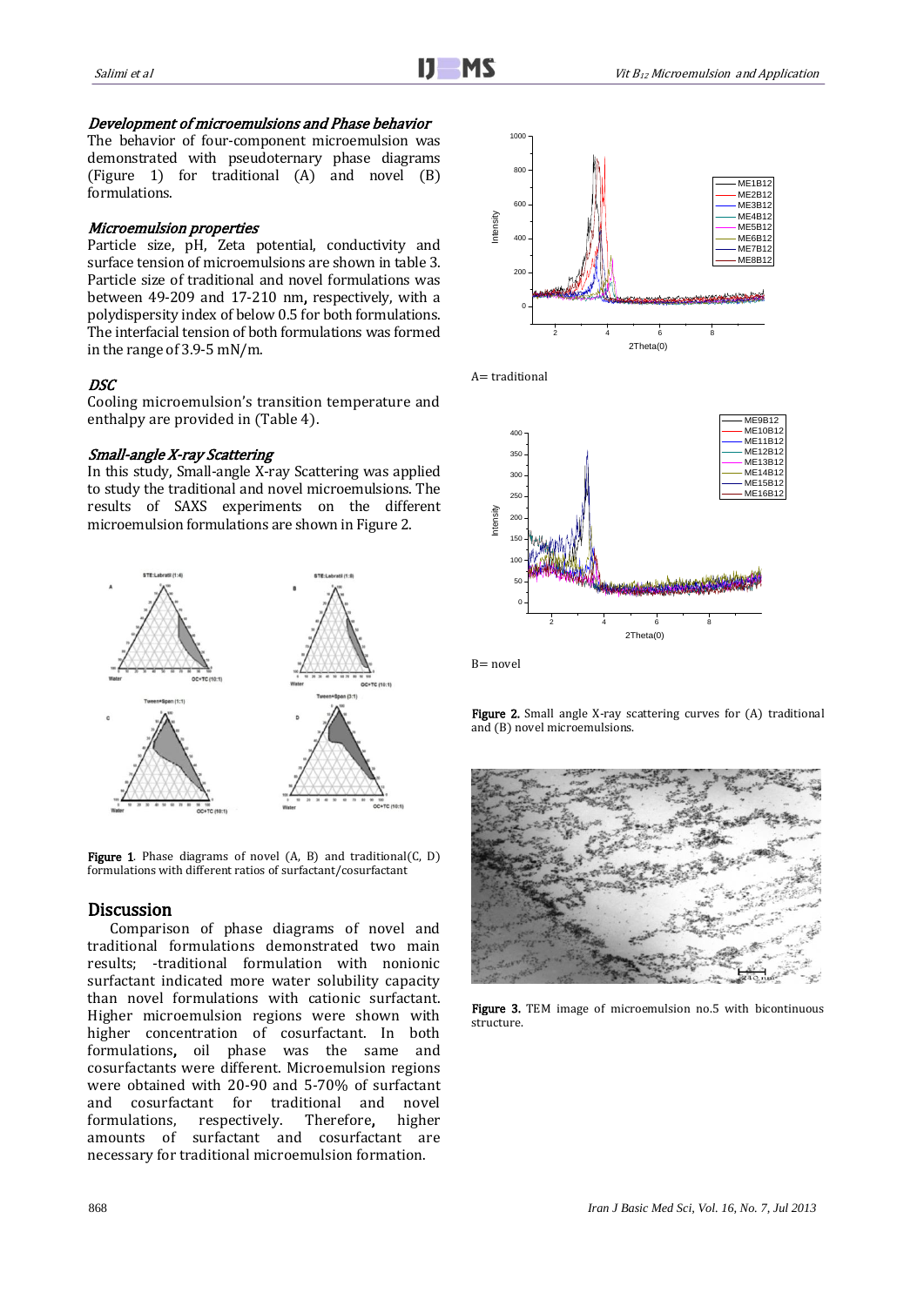### *Development of microemulsions and Phase behavior*

The behavior of four-component microemulsion was demonstrated with pseudoternary phase diagrams (Figure 1) for traditional (A) and novel (B) formulations.

### *Microemulsion properties*

Particle size, pH, Zeta potential, conductivity and surface tension of microemulsions are shown in table 3. Particle size of traditional and novel formulations was between 49-209 and 17-210 nm, respectively, with a polydispersity index of below 0.5 for both formulations. The interfacial tension of both formulations was formed in the range of 3.9-5 mN/m.

### *DSC*

Cooling microemulsion's transition temperature and enthalpy are provided in (Table 4).

### *Small-angle X-ray Scattering*

In this study, Small-angle X-ray Scattering was applied to study the traditional and novel microemulsions. The results of SAXS experiments on the different microemulsion formulations are shown in Figure 2.

**Figure 1.** Phase diagrams of novel (A, B) and traditional(C, D) formulations with different ratios of surfactant/cosurfactant

## Discussion

Comparison of phase diagrams of novel and traditional formulations demonstrated two main results; -traditional formulation with nonionic surfactant indicated more water solubility capacity than novel formulations with cationic surfactant. Higher microemulsion regions were shown with higher concentration of cosurfactant. In both formulations, oil phase was the same and cosurfactants were different. Microemulsion regions were obtained with 20-90 and 5-70% of surfactant and cosurfactant for traditional and novel formulations, respectively. Therefore, higher amounts of surfactant and cosurfactant are necessary for traditional microemulsion formation.

A= traditional

B= novel

**Figure 2.** Small angle X-ray scattering curves for (A) traditional and (B) novel microemulsions.

**Figure 3.** TEM image of microemulsion no.5 with bicontinuous structure.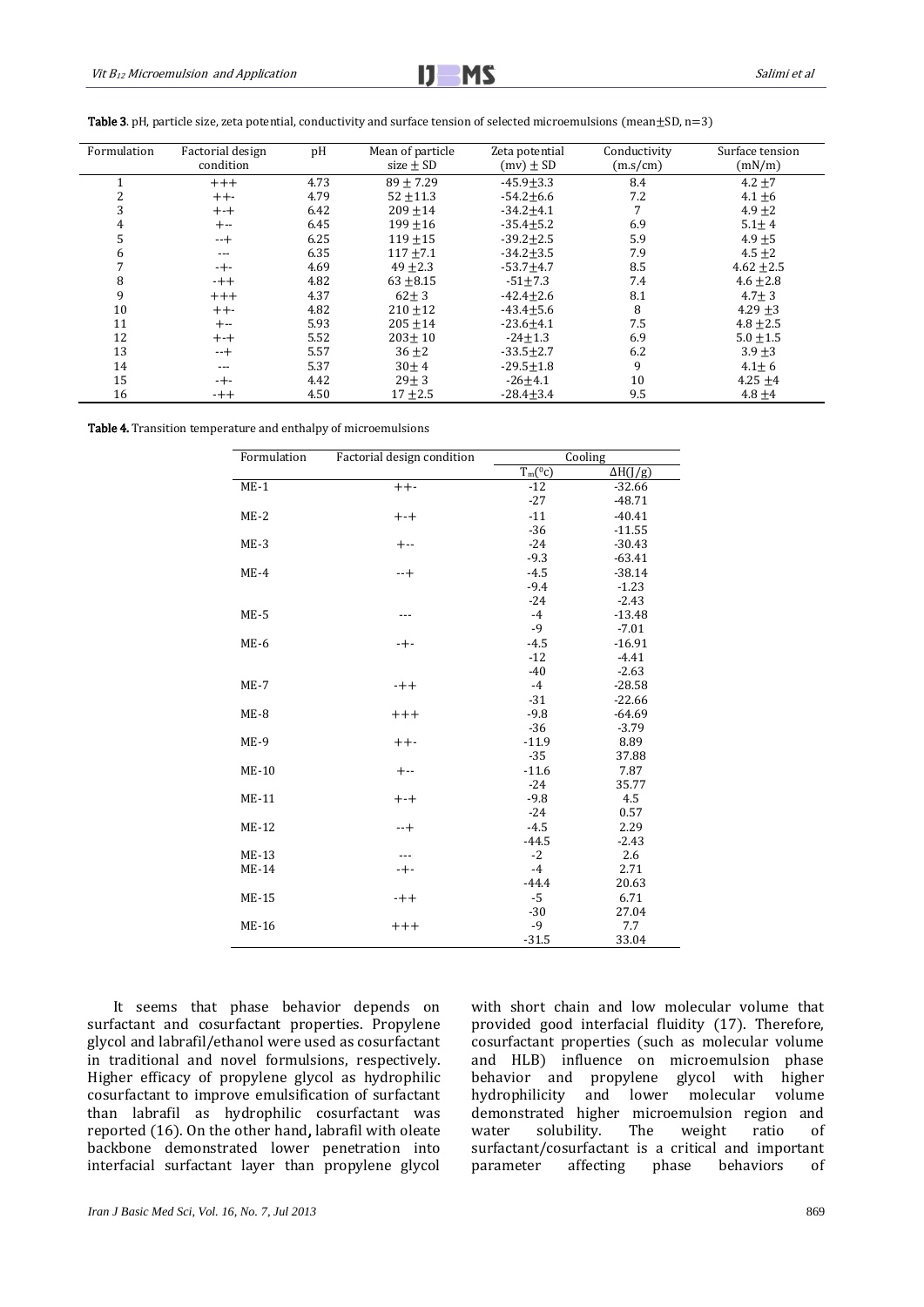**Table 3**. pH, particle size, zeta potential, conductivity and surface tension of selected microemulsions (mean±SD, n=3)

| Formulation | Factorial design condition | pH | Mean of particle size ± SD | Zeta potential (mv) ± SD | Conductivity (m.s/cm) | Surface tension (mN/m) |
|---|---|---|---|---|---|---|
| 1 | +++ | 4.73 | 89 ± 7.29 | -45.9±3.3 | 8.4 | 4.2 ±7 |
| 2 | ++- | 4.79 | 52 ±11.3 | -54.2±6.6 | 7.2 | 4.1 ±6 |
| 3 | +-+ | 6.42 | 209 ±14 | -34.2±4.1 | 7 | 4.9 ±2 |
| 4 | +-- | 6.45 | 199 ±16 | -35.4±5.2 | 6.9 | 5.1± 4 |
| 5 | --+ | 6.25 | 119 ±15 | -39.2±2.5 | 5.9 | 4.9 ±5 |
| 6 | --- | 6.35 | 117 ±7.1 | -34.2±3.5 | 7.9 | 4.5 ±2 |
| 7 | -+- | 4.69 | 49 ±2.3 | -53.7±4.7 | 8.5 | 4.62 ±2.5 |
| 8 | -++ | 4.82 | 63 ±8.15 | -51±7.3 | 7.4 | 4.6 ±2.8 |
| 9 | +++ | 4.37 | 62± 3 | -42.4±2.6 | 8.1 | 4.7± 3 |
| 10 | ++- | 4.82 | 210 ±12 | -43.4±5.6 | 8 | 4.29 ±3 |
| 11 | +-- | 5.93 | 205 ±14 | -23.6±4.1 | 7.5 | 4.8 ±2.5 |
| 12 | +-+ | 5.52 | 203± 10 | -24±1.3 | 6.9 | 5.0 ±1.5 |
| 13 | --+ | 5.57 | 36 ±2 | -33.5±2.7 | 6.2 | 3.9 ±3 |
| 14 | --- | 5.37 | 30± 4 | -29.5±1.8 | 9 | 4.1± 6 |
| 15 | -+- | 4.42 | 29± 3 | -26±4.1 | 10 | 4.25 ±4 |
| 16 | -++ | 4.50 | 17 ±2.5 | -28.4±3.4 | 9.5 | 4.8 ±4 |

**Table 4.** Transition temperature and enthalpy of microemulsions

| Formulation | Factorial design condition | Cooling | |
|---|---|---|---|
| | | $T_m$(°c) | ΔH(J/g) |
| ME-1 | ++- | -12 | -32.66 |
| | | -27 | -48.71 |
| ME-2 | +-+ | -11 | -40.41 |
| | | -36 | -11.55 |
| ME-3 | +-- | -24 | -30.43 |
| | | -9.3 | -63.41 |
| ME-4 | --+ | -4.5 | -38.14 |
| | | -9.4 | -1.23 |
| | | -24 | -2.43 |
| ME-5 | --- | -4 | -13.48 |
| | | -9 | -7.01 |
| ME-6 | -+- | -4.5 | -16.91 |
| | | -12 | -4.41 |
| | | -40 | -2.63 |
| ME-7 | -++ | -4 | -28.58 |
| | | -31 | -22.66 |
| ME-8 | +++ | -9.8 | -64.69 |
| | | -36 | -3.79 |
| ME-9 | ++- | -11.9 | 8.89 |
| | | -35 | 37.88 |
| ME-10 | +-- | -11.6 | 7.87 |
| | | -24 | 35.77 |
| ME-11 | +-+ | -9.8 | 4.5 |
| | | -24 | 0.57 |
| ME-12 | --+ | -4.5 | 2.29 |
| | | -44.5 | -2.43 |
| ME-13 | --- | -2 | 2.6 |
| ME-14 | -+- | -4 | 2.71 |
| | | -44.4 | 20.63 |
| ME-15 | -++ | -5 | 6.71 |
| | | -30 | 27.04 |
| ME-16 | +++ | -9 | 7.7 |
| | | -31.5 | 33.04 |

It seems that phase behavior depends on surfactant and cosurfactant properties. Propylene glycol and labrafil/ethanol were used as cosurfactant in traditional and novel formulsions, respectively. Higher efficacy of propylene glycol as hydrophilic cosurfactant to improve emulsification of surfactant than labrafil as hydrophilic cosurfactant was reported (16). On the other hand, labrafil with oleate backbone demonstrated lower penetration into interfacial surfactant layer than propylene glycol with short chain and low molecular volume that provided good interfacial fluidity (17). Therefore, cosurfactant properties (such as molecular volume and HLB) influence on microemulsion phase behavior and propylene glycol with higher hydrophilicity and lower molecular volume demonstrated higher microemulsion region and water solubility. The weight ratio of surfactant/cosurfactant is a critical and important parameter affecting phase behaviors of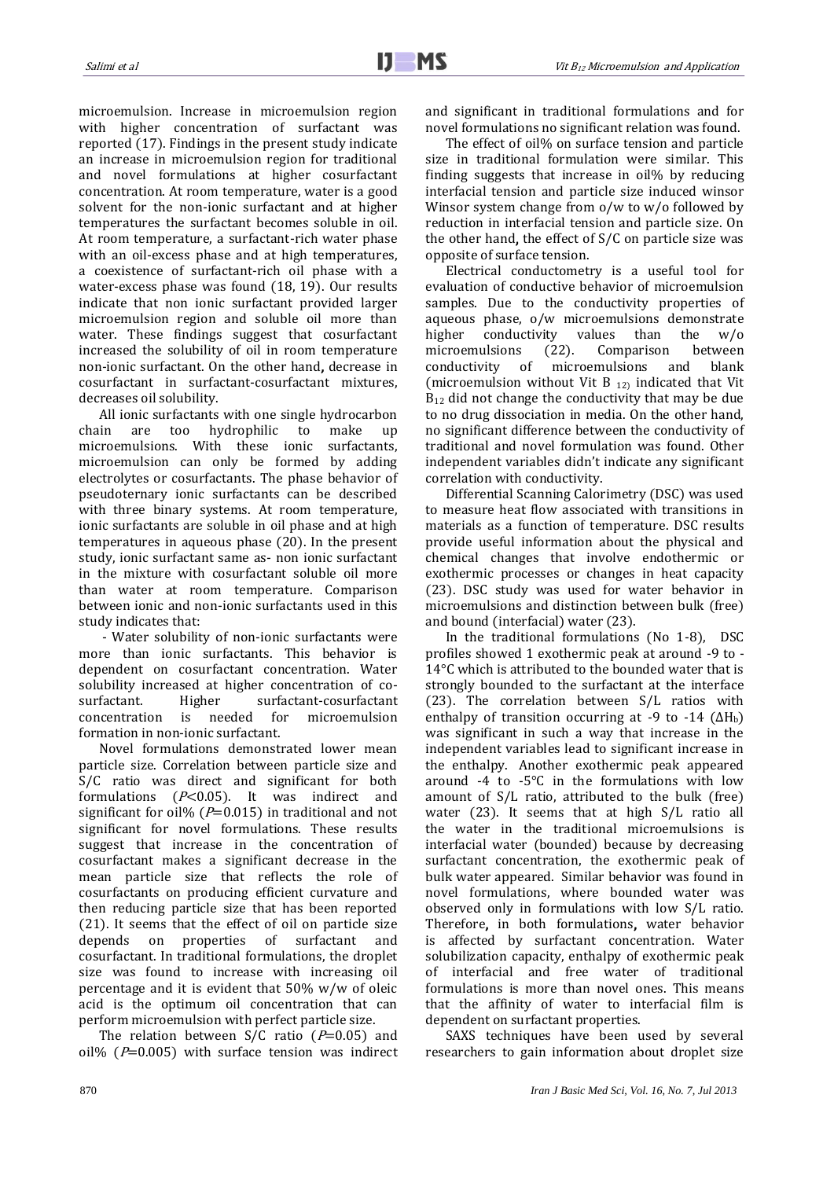microemulsion. Increase in microemulsion region with higher concentration of surfactant was reported (17). Findings in the present study indicate an increase in microemulsion region for traditional and novel formulations at higher cosurfactant concentration. At room temperature, water is a good solvent for the non-ionic surfactant and at higher temperatures the surfactant becomes soluble in oil. At room temperature, a surfactant-rich water phase with an oil-excess phase and at high temperatures, a coexistence of surfactant-rich oil phase with a water-excess phase was found (18, 19). Our results indicate that non ionic surfactant provided larger microemulsion region and soluble oil more than water. These findings suggest that cosurfactant increased the solubility of oil in room temperature non-ionic surfactant. On the other hand, decrease in cosurfactant in surfactant-cosurfactant mixtures, decreases oil solubility.

All ionic surfactants with one single hydrocarbon chain are too hydrophilic to make up microemulsions. With these ionic surfactants, microemulsion can only be formed by adding electrolytes or cosurfactants. The phase behavior of pseudoternary ionic surfactants can be described with three binary systems. At room temperature, ionic surfactants are soluble in oil phase and at high temperatures in aqueous phase (20). In the present study, ionic surfactant same as- non ionic surfactant in the mixture with cosurfactant soluble oil more than water at room temperature. Comparison between ionic and non-ionic surfactants used in this study indicates that:

- Water solubility of non-ionic surfactants were more than ionic surfactants. This behavior is dependent on cosurfactant concentration. Water solubility increased at higher concentration of co-surfactant. Higher surfactant-cosurfactant concentration is needed for microemulsion formation in non-ionic surfactant.

Novel formulations demonstrated lower mean particle size. Correlation between particle size and S/C ratio was direct and significant for both formulations ($P$<0.05). It was indirect and significant for oil% ($P$=0.015) in traditional and not significant for novel formulations. These results suggest that increase in the concentration of cosurfactant makes a significant decrease in the mean particle size that reflects the role of cosurfactants on producing efficient curvature and then reducing particle size that has been reported (21). It seems that the effect of oil on particle size depends on properties of surfactant and cosurfactant. In traditional formulations, the droplet size was found to increase with increasing oil percentage and it is evident that 50% w/w of oleic acid is the optimum oil concentration that can perform microemulsion with perfect particle size.

The relation between S/C ratio ($P$=0.05) and oil% ($P$=0.005) with surface tension was indirect and significant in traditional formulations and for novel formulations no significant relation was found.

The effect of oil% on surface tension and particle size in traditional formulation were similar. This finding suggests that increase in oil% by reducing interfacial tension and particle size induced winsor Winsor system change from o/w to w/o followed by reduction in interfacial tension and particle size. On the other hand, the effect of S/C on particle size was opposite of surface tension.

Electrical conductometry is a useful tool for evaluation of conductive behavior of microemulsion samples. Due to the conductivity properties of aqueous phase, o/w microemulsions demonstrate higher conductivity values than the w/o microemulsions (22). Comparison between conductivity of microemulsions and blank (microemulsion without Vit $B_{12}$) indicated that Vit $B_{12}$ did not change the conductivity that may be due to no drug dissociation in media. On the other hand, no significant difference between the conductivity of traditional and novel formulation was found. Other independent variables didn't indicate any significant correlation with conductivity.

Differential Scanning Calorimetry (DSC) was used to measure heat flow associated with transitions in materials as a function of temperature. DSC results provide useful information about the physical and chemical changes that involve endothermic or exothermic processes or changes in heat capacity (23). DSC study was used for water behavior in microemulsions and distinction between bulk (free) and bound (interfacial) water (23).

In the traditional formulations (No 1-8), DSC profiles showed 1 exothermic peak at around -9 to -14°C which is attributed to the bounded water that is strongly bounded to the surfactant at the interface (23). The correlation between S/L ratios with enthalpy of transition occurring at -9 to -14 ($\Delta H_b$) was significant in such a way that increase in the independent variables lead to significant increase in the enthalpy. Another exothermic peak appeared around -4 to -5°C in the formulations with low amount of S/L ratio, attributed to the bulk (free) water (23). It seems that at high S/L ratio all the water in the traditional microemulsions is interfacial water (bounded) because by decreasing surfactant concentration, the exothermic peak of bulk water appeared. Similar behavior was found in novel formulations, where bounded water was observed only in formulations with low S/L ratio. Therefore, in both formulations, water behavior is affected by surfactant concentration. Water solubilization capacity, enthalpy of exothermic peak of interfacial and free water of traditional formulations is more than novel ones. This means that the affinity of water to interfacial film is dependent on surfactant properties.

SAXS techniques have been used by several researchers to gain information about droplet size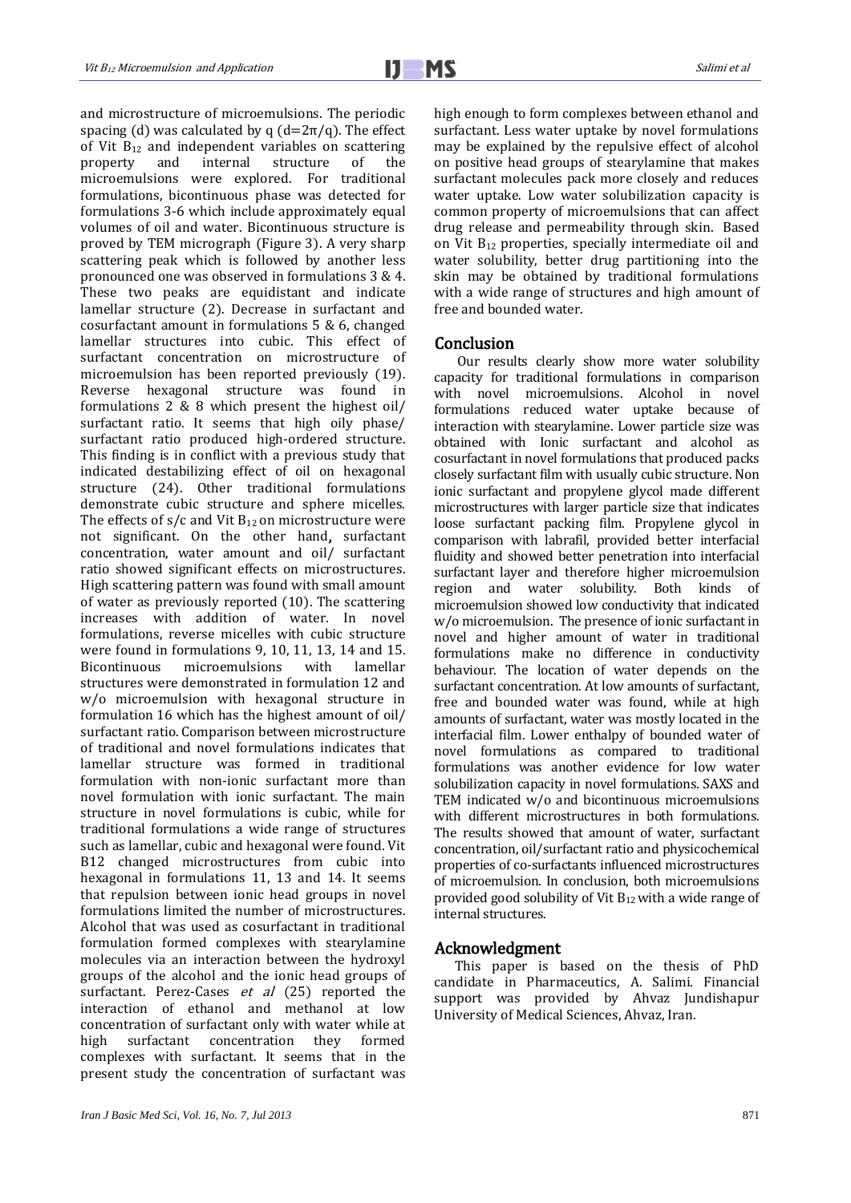and microstructure of microemulsions. The periodic spacing (d) was calculated by q ($d=2\pi/q$). The effect of Vit $B_{12}$ and independent variables on scattering property and internal structure of the microemulsions were explored. For traditional formulations, bicontinuous phase was detected for formulations 3-6 which include approximately equal volumes of oil and water. Bicontinuous structure is proved by TEM micrograph (Figure 3). A very sharp scattering peak which is followed by another less pronounced one was observed in formulations 3 & 4. These two peaks are equidistant and indicate lamellar structure (2). Decrease in surfactant and cosurfactant amount in formulations 5 & 6, changed lamellar structures into cubic. This effect of surfactant concentration on microstructure of microemulsion has been reported previously (19). Reverse hexagonal structure was found in formulations 2 & 8 which present the highest oil/ surfactant ratio. It seems that high oily phase/ surfactant ratio produced high-ordered structure. This finding is in conflict with a previous study that indicated destabilizing effect of oil on hexagonal structure (24). Other traditional formulations demonstrate cubic structure and sphere micelles. The effects of s/c and Vit $B_{12}$ on microstructure were not significant. On the other hand, surfactant concentration, water amount and oil/ surfactant ratio showed significant effects on microstructures. High scattering pattern was found with small amount of water as previously reported (10). The scattering increases with addition of water. In novel formulations, reverse micelles with cubic structure were found in formulations 9, 10, 11, 13, 14 and 15. Bicontinuous microemulsions with lamellar structures were demonstrated in formulation 12 and w/o microemulsion with hexagonal structure in formulation 16 which has the highest amount of oil/ surfactant ratio. Comparison between microstructure of traditional and novel formulations indicates that lamellar structure was formed in traditional formulation with non-ionic surfactant more than novel formulation with ionic surfactant. The main structure in novel formulations is cubic, while for traditional formulations a wide range of structures such as lamellar, cubic and hexagonal were found. Vit B12 changed microstructures from cubic into hexagonal in formulations 11, 13 and 14. It seems that repulsion between ionic head groups in novel formulations limited the number of microstructures. Alcohol that was used as cosurfactant in traditional formulation formed complexes with stearylamine molecules via an interaction between the hydroxyl groups of the alcohol and the ionic head groups of surfactant. Perez-Cases *et al* (25) reported the interaction of ethanol and methanol at low concentration of surfactant only with water while at high surfactant concentration they formed complexes with surfactant. It seems that in the present study the concentration of surfactant was high enough to form complexes between ethanol and surfactant. Less water uptake by novel formulations may be explained by the repulsive effect of alcohol on positive head groups of stearylamine that makes surfactant molecules pack more closely and reduces water uptake. Low water solubilization capacity is common property of microemulsions that can affect drug release and permeability through skin. Based on Vit $B_{12}$ properties, specially intermediate oil and water solubility, better drug partitioning into the skin may be obtained by traditional formulations with a wide range of structures and high amount of free and bounded water.

## Conclusion

Our results clearly show more water solubility capacity for traditional formulations in comparison with novel microemulsions. Alcohol in novel formulations reduced water uptake because of interaction with stearylamine. Lower particle size was obtained with Ionic surfactant and alcohol as cosurfactant in novel formulations that produced packs closely surfactant film with usually cubic structure. Non ionic surfactant and propylene glycol made different microstructures with larger particle size that indicates loose surfactant packing film. Propylene glycol in comparison with labrafil, provided better interfacial fluidity and showed better penetration into interfacial surfactant layer and therefore higher microemulsion region and water solubility. Both kinds of microemulsion showed low conductivity that indicated w/o microemulsion. The presence of ionic surfactant in novel and higher amount of water in traditional formulations make no difference in conductivity behaviour. The location of water depends on the surfactant concentration. At low amounts of surfactant, free and bounded water was found, while at high amounts of surfactant, water was mostly located in the interfacial film. Lower enthalpy of bounded water of novel formulations as compared to traditional formulations was another evidence for low water solubilization capacity in novel formulations. SAXS and TEM indicated w/o and bicontinuous microemulsions with different microstructures in both formulations. The results showed that amount of water, surfactant concentration, oil/surfactant ratio and physicochemical properties of co-surfactants influenced microstructures of microemulsion. In conclusion, both microemulsions provided good solubility of Vit $B_{12}$ with a wide range of internal structures.

## Acknowledgment

This paper is based on the thesis of PhD candidate in Pharmaceutics, A. Salimi. Financial support was provided by Ahvaz Jundishapur University of Medical Sciences, Ahvaz, Iran.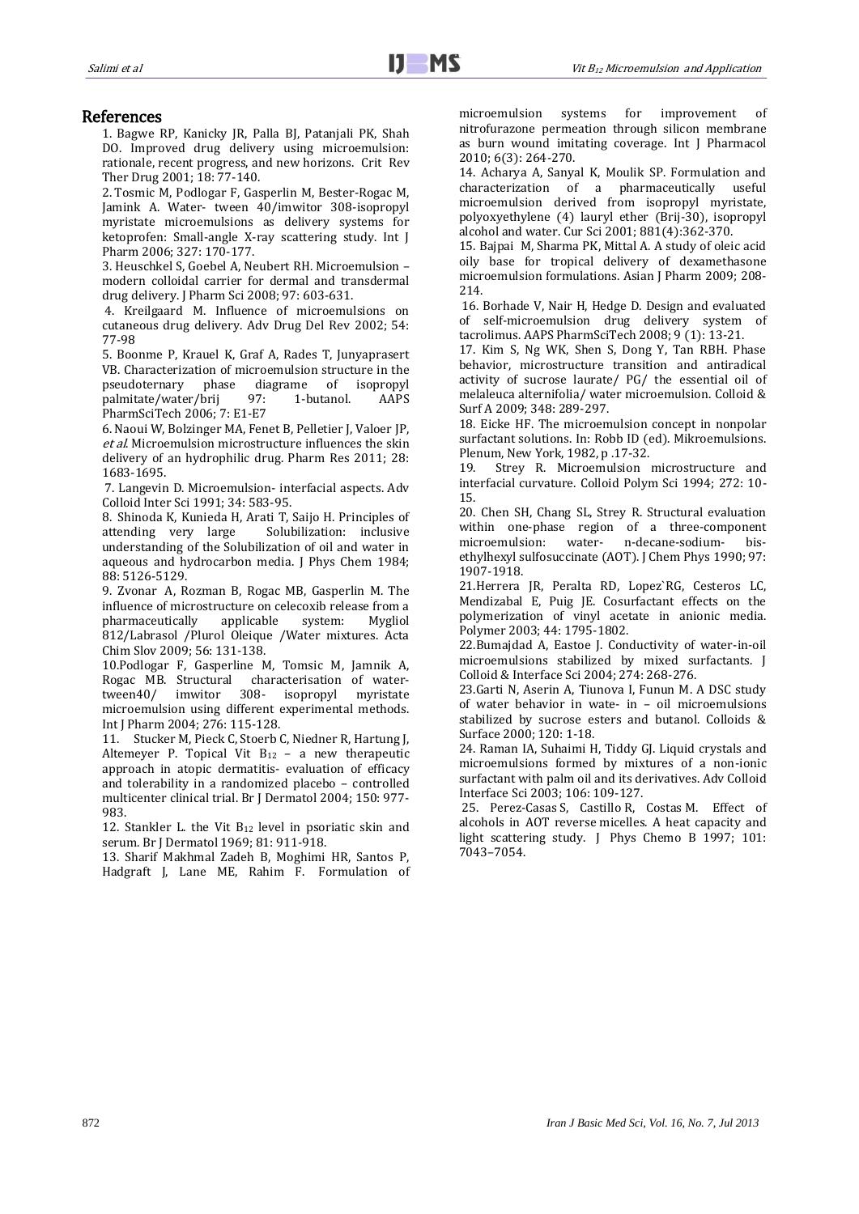## References

1. Bagwe RP, Kanicky JR, Palla BJ, Patanjali PK, Shah DO. Improved drug delivery using microemulsion: rationale, recent progress, and new horizons. Crit Rev Ther Drug 2001; 18: 77-140.
2. Tosmic M, Podlogar F, Gasperlin M, Bester-Rogac M, Jamink A. Water- tween 40/imwitor 308-isopropyl myristate microemulsions as delivery systems for ketoprofen: Small-angle X-ray scattering study. Int J Pharm 2006; 327: 170-177.
3. Heuschkel S, Goebel A, Neubert RH. Microemulsion – modern colloidal carrier for dermal and transdermal drug delivery. J Pharm Sci 2008; 97: 603-631.
4. Kreilgaard M. Influence of microemulsions on cutaneous drug delivery. Adv Drug Del Rev 2002; 54: 77-98
5. Boonme P, Krauel K, Graf A, Rades T, Junyaprasert VB. Characterization of microemulsion structure in the pseudoternary phase diagrame of isopropyl palmitate/water/brij 97: 1-butanol. AAPS PharmSciTech 2006; 7: E1-E7
6. Naoui W, Bolzinger MA, Fenet B, Pelletier J, Valoer JP, *et al.* Microemulsion microstructure influences the skin delivery of an hydrophilic drug. Pharm Res 2011; 28: 1683-1695.
7. Langevin D. Microemulsion- interfacial aspects. Adv Colloid Inter Sci 1991; 34: 583-95.
8. Shinoda K, Kunieda H, Arati T, Saijo H. Principles of attending very large Solubilization: inclusive understanding of the Solubilization of oil and water in aqueous and hydrocarbon media. J Phys Chem 1984; 88: 5126-5129.
9. Zvonar A, Rozman B, Rogac MB, Gasperlin M. The influence of microstructure on celecoxib release from a pharmaceutically applicable system: Mygliol 812/Labrasol /Plurol Oleique /Water mixtures. Acta Chim Slov 2009; 56: 131-138.
10. Podlogar F, Gasperline M, Tomsic M, Jamnik A, Rogac MB. Structural characterisation of water-tween40/ imwitor 308- isopropyl myristate microemulsion using different experimental methods. Int J Pharm 2004; 276: 115-128.
11. Stucker M, Pieck C, Stoerb C, Niedner R, Hartung J, Altemeyer P. Topical Vit $B_{12}$ – a new therapeutic approach in atopic dermatitis- evaluation of efficacy and tolerability in a randomized placebo – controlled multicenter clinical trial. Br J Dermatol 2004; 150: 977-983.
12. Stankler L. the Vit $B_{12}$ level in psoriatic skin and serum. Br J Dermatol 1969; 81: 911-918.
13. Sharif Makhmal Zadeh B, Moghimi HR, Santos P, Hadgraft J, Lane ME, Rahim F. Formulation of microemulsion systems for improvement of nitrofurazone permeation through silicon membrane as burn wound imitating coverage. Int J Pharmacol 2010; 6(3): 264-270.
14. Acharya A, Sanyal K, Moulik SP. Formulation and characterization of a pharmaceutically useful microemulsion derived from isopropyl myristate, polyoxyethylene (4) lauryl ether (Brij-30), isopropyl alcohol and water. Cur Sci 2001; 881(4):362-370.
15. Bajpai M, Sharma PK, Mittal A. A study of oleic acid oily base for tropical delivery of dexamethasone microemulsion formulations. Asian J Pharm 2009; 208-214.
16. Borhade V, Nair H, Hedge D. Design and evaluated of self-microemulsion drug delivery system of tacrolimus. AAPS PharmSciTech 2008; 9 (1): 13-21.
17. Kim S, Ng WK, Shen S, Dong Y, Tan RBH. Phase behavior, microstructure transition and antiradical activity of sucrose laurate/ PG/ the essential oil of melaleuca alternifolia/ water microemulsion. Colloid & Surf A 2009; 348: 289-297.
18. Eicke HF. The microemulsion concept in nonpolar surfactant solutions. In: Robb ID (ed). Mikroemulsions. Plenum, New York, 1982, p .17-32.
19. Strey R. Microemulsion microstructure and interfacial curvature. Colloid Polym Sci 1994; 272: 10-15.
20. Chen SH, Chang SL, Strey R. Structural evaluation within one-phase region of a three-component microemulsion: water- n-decane-sodium- bis-ethylhexyl sulfosuccinate (AOT). J Chem Phys 1990; 97: 1907-1918.
21. Herrera JR, Peralta RD, Lopez`RG, Cesteros LC, Mendizabal E, Puig JE. Cosurfactant effects on the polymerization of vinyl acetate in anionic media. Polymer 2003; 44: 1795-1802.
22. Bumajdad A, Eastoe J. Conductivity of water-in-oil microemulsions stabilized by mixed surfactants. J Colloid & Interface Sci 2004; 274: 268-276.
23. Garti N, Aserin A, Tiunova I, Funun M. A DSC study of water behavior in wate- in – oil microemulsions stabilized by sucrose esters and butanol. Colloids & Surface 2000; 120: 1-18.
24. Raman IA, Suhaimi H, Tiddy GJ. Liquid crystals and microemulsions formed by mixtures of a non-ionic surfactant with palm oil and its derivatives. Adv Colloid Interface Sci 2003; 106: 109-127.
25. Perez-Casas S, Castillo R, Costas M. Effect of alcohols in AOT reverse micelles. A heat capacity and light scattering study. J Phys Chemo B 1997; 101: 7043–7054.